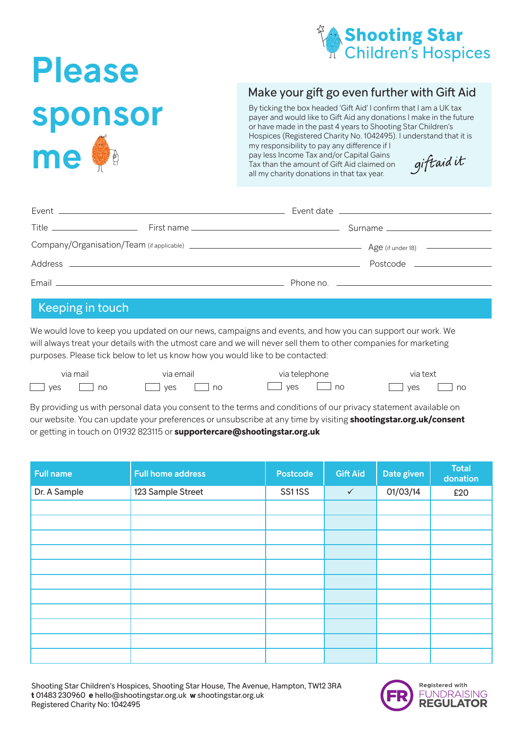# Please sponsor me

**Shooting Star Children's Hospices**

## Make your gift go even further with Gift Aid

By ticking the box headed 'Gift Aid' I confirm that I am a UK tax payer and would like to Gift Aid any donations I make in the future or have made in the past 4 years to Shooting Star Children's Hospices (Registered Charity No. 1042495). I understand that it is my responsibility to pay any difference if I pay less Income Tax and/or Capital Gains Tax than the amount of Gift Aid claimed on all my charity donations in that tax year.

*giftaid it*

Event ______________________ Event date ______________________

Title __________ First name ______________________ Surname ______________________

Company/Organisation/Team (if applicable) ______________________ Age (if under 18) __________

Address ______________________ Postcode __________

Email ______________________ Phone no. ______________________

## Keeping in touch

We would love to keep you updated on our news, campaigns and events, and how you can support our work. We will always treat your details with the utmost care and we will never sell them to other companies for marketing purposes. Please tick below to let us know how you would like to be contacted:

| via mail | via email | via telephone | via text |
|---|---|---|---|
| ☐ yes ☐ no | ☐ yes ☐ no | ☐ yes ☐ no | ☐ yes ☐ no |

By providing us with personal data you consent to the terms and conditions of our privacy statement available on our website. You can update your preferences or unsubscribe at any time by visiting **shootingstar.org.uk/consent** or getting in touch on 01932 823115 or **supportercare@shootingstar.org.uk**

| Full name | Full home address | Postcode | Gift Aid | Date given | Total donation |
|---|---|---|---|---|---|
| Dr. A Sample | 123 Sample Street | SS1 1SS | ✓ | 01/03/14 | £20 |
| | | | | | |
| | | | | | |
| | | | | | |
| | | | | | |
| | | | | | |
| | | | | | |
| | | | | | |
| | | | | | |
| | | | | | |
| | | | | | |
| | | | | | |

Shooting Star Children's Hospices, Shooting Star House, The Avenue, Hampton, TW12 3RA
**t** 01483 230960 **e** hello@shootingstar.org.uk **w** shootingstar.org.uk
Registered Charity No: 1042495

Registered with FUNDRAISING REGULATOR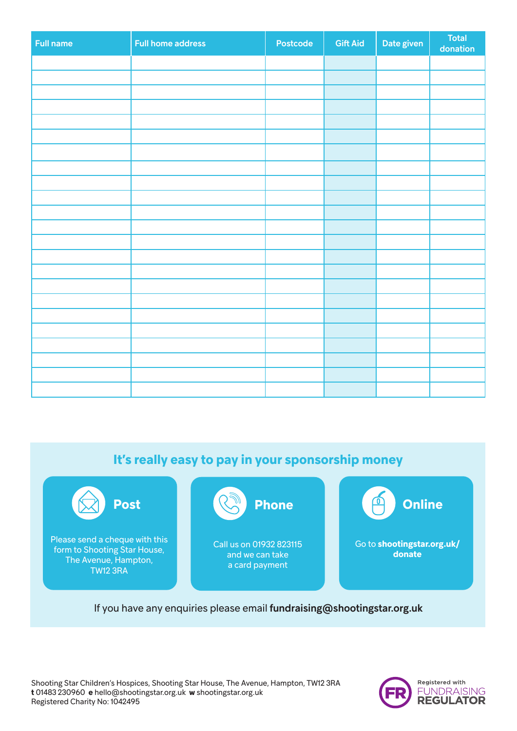| Full name | Full home address | Postcode | Gift Aid | Date given | Total donation |
|---|---|---|---|---|---|
| | | | | | |
| | | | | | |
| | | | | | |
| | | | | | |
| | | | | | |
| | | | | | |
| | | | | | |
| | | | | | |
| | | | | | |
| | | | | | |
| | | | | | |
| | | | | | |
| | | | | | |
| | | | | | |
| | | | | | |
| | | | | | |
| | | | | | |
| | | | | | |
| | | | | | |
| | | | | | |
| | | | | | |
| | | | | | |
| | | | | | |

## It's really easy to pay in your sponsorship money

### Post

Please send a cheque with this form to Shooting Star House, The Avenue, Hampton, TW12 3RA

### Phone

Call us on 01932 823115 and we can take a card payment

### Online

Go to **shootingstar.org.uk/donate**

If you have any enquiries please email **fundraising@shootingstar.org.uk**

Shooting Star Children's Hospices, Shooting Star House, The Avenue, Hampton, TW12 3RA
**t** 01483 230960 **e** hello@shootingstar.org.uk **w** shootingstar.org.uk
Registered Charity No: 1042495

Registered with FUNDRAISING REGULATOR